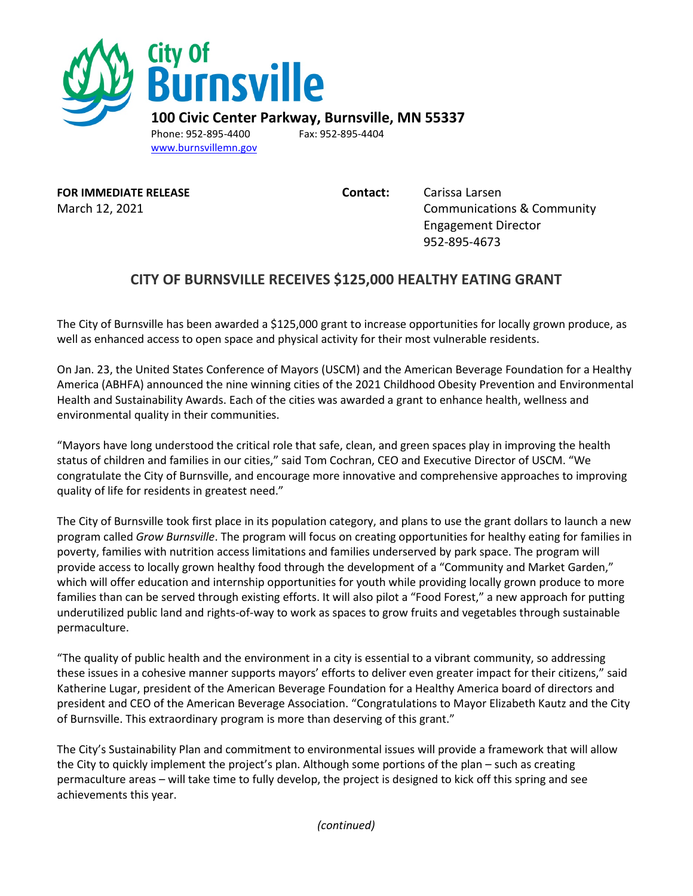City Of
**Burnsville**

**100 Civic Center Parkway, Burnsville, MN 55337**

Phone: 952-895-4400 Fax: 952-895-4404

www.burnsvillemn.gov

**FOR IMMEDIATE RELEASE**
March 12, 2021

**Contact:** Carissa Larsen
Communications & Community Engagement Director
952-895-4673

## CITY OF BURNSVILLE RECEIVES $125,000 HEALTHY EATING GRANT

The City of Burnsville has been awarded a $125,000 grant to increase opportunities for locally grown produce, as well as enhanced access to open space and physical activity for their most vulnerable residents.

On Jan. 23, the United States Conference of Mayors (USCM) and the American Beverage Foundation for a Healthy America (ABHFA) announced the nine winning cities of the 2021 Childhood Obesity Prevention and Environmental Health and Sustainability Awards. Each of the cities was awarded a grant to enhance health, wellness and environmental quality in their communities.

"Mayors have long understood the critical role that safe, clean, and green spaces play in improving the health status of children and families in our cities," said Tom Cochran, CEO and Executive Director of USCM. "We congratulate the City of Burnsville, and encourage more innovative and comprehensive approaches to improving quality of life for residents in greatest need."

The City of Burnsville took first place in its population category, and plans to use the grant dollars to launch a new program called *Grow Burnsville*. The program will focus on creating opportunities for healthy eating for families in poverty, families with nutrition access limitations and families underserved by park space. The program will provide access to locally grown healthy food through the development of a "Community and Market Garden," which will offer education and internship opportunities for youth while providing locally grown produce to more families than can be served through existing efforts. It will also pilot a "Food Forest," a new approach for putting underutilized public land and rights-of-way to work as spaces to grow fruits and vegetables through sustainable permaculture.

"The quality of public health and the environment in a city is essential to a vibrant community, so addressing these issues in a cohesive manner supports mayors' efforts to deliver even greater impact for their citizens," said Katherine Lugar, president of the American Beverage Foundation for a Healthy America board of directors and president and CEO of the American Beverage Association. "Congratulations to Mayor Elizabeth Kautz and the City of Burnsville. This extraordinary program is more than deserving of this grant."

The City's Sustainability Plan and commitment to environmental issues will provide a framework that will allow the City to quickly implement the project's plan. Although some portions of the plan – such as creating permaculture areas – will take time to fully develop, the project is designed to kick off this spring and see achievements this year.

*(continued)*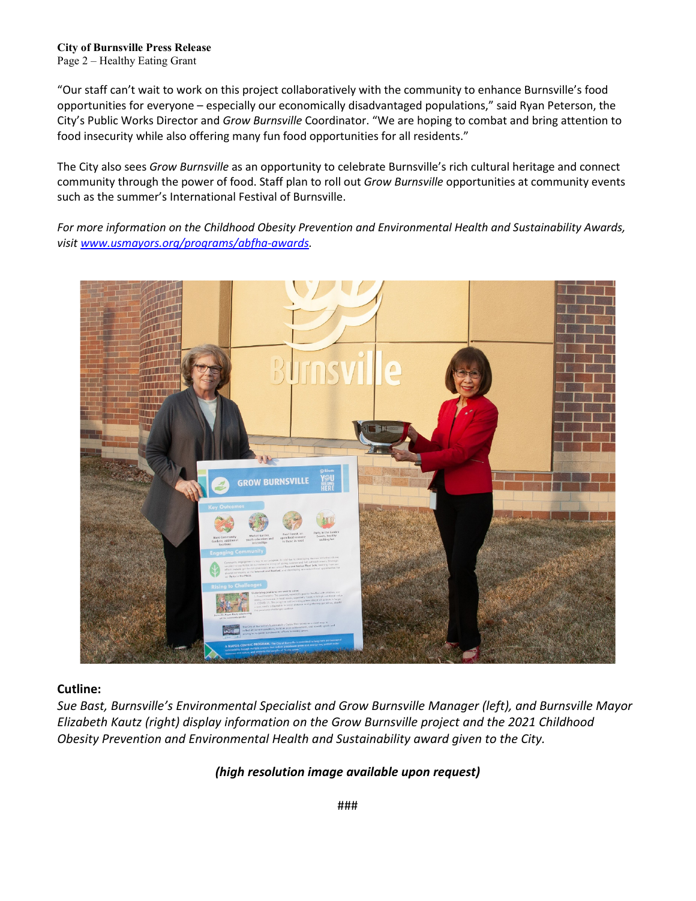"Our staff can't wait to work on this project collaboratively with the community to enhance Burnsville's food opportunities for everyone – especially our economically disadvantaged populations," said Ryan Peterson, the City's Public Works Director and *Grow Burnsville* Coordinator. "We are hoping to combat and bring attention to food insecurity while also offering many fun food opportunities for all residents."

The City also sees *Grow Burnsville* as an opportunity to celebrate Burnsville's rich cultural heritage and connect community through the power of food. Staff plan to roll out *Grow Burnsville* opportunities at community events such as the summer's International Festival of Burnsville.

*For more information on the Childhood Obesity Prevention and Environmental Health and Sustainability Awards, visit [www.usmayors.org/programs/abfha-awards](www.usmayors.org/programs/abfha-awards).*

**Cutline:**

*Sue Bast, Burnsville's Environmental Specialist and Grow Burnsville Manager (left), and Burnsville Mayor Elizabeth Kautz (right) display information on the Grow Burnsville project and the 2021 Childhood Obesity Prevention and Environmental Health and Sustainability award given to the City.*

***(high resolution image available upon request)***

###